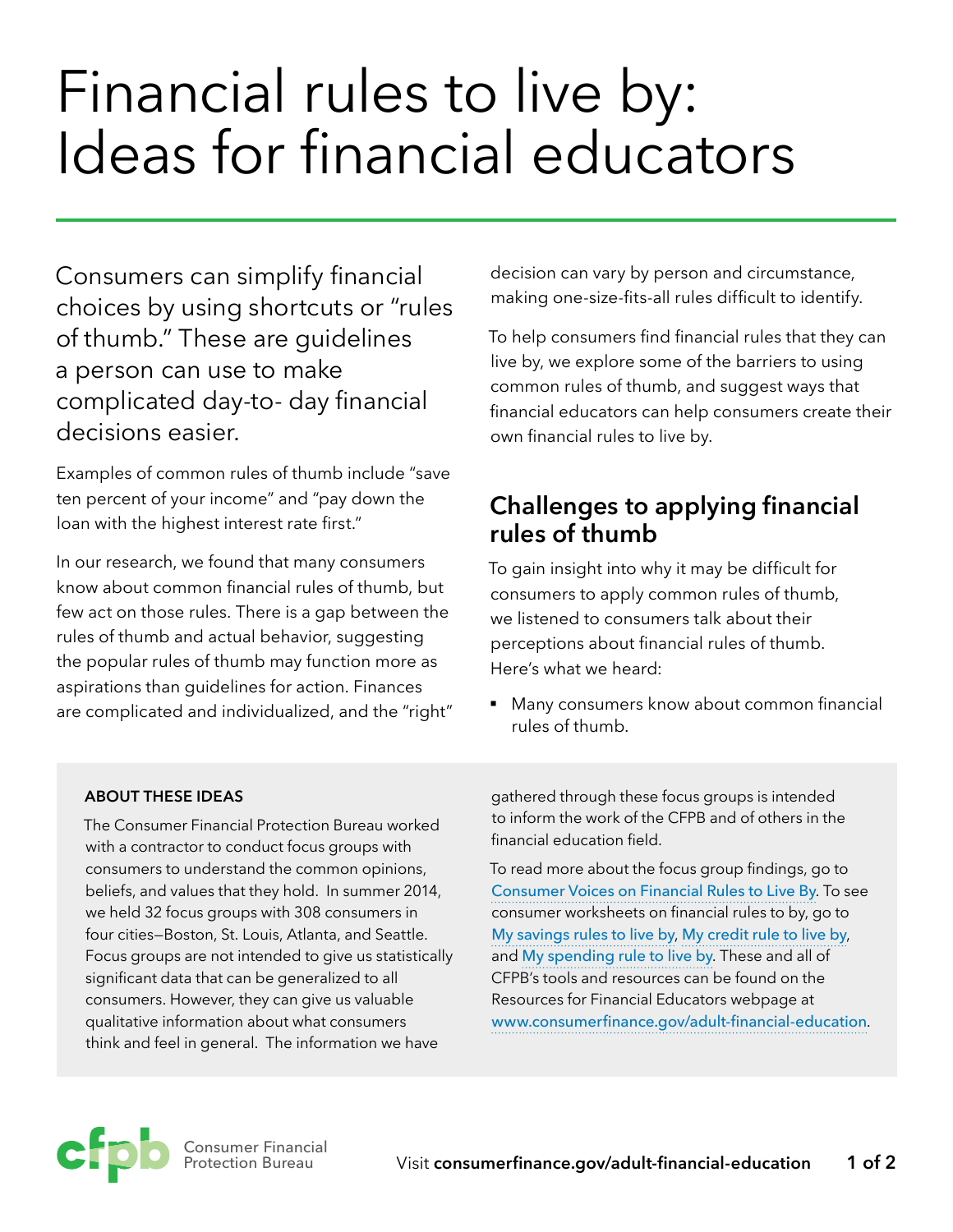# Financial rules to live by: Ideas for financial educators

Consumers can simplify financial choices by using shortcuts or "rules of thumb." These are guidelines a person can use to make complicated day-to- day financial decisions easier.

Examples of common rules of thumb include "save ten percent of your income" and "pay down the loan with the highest interest rate first."

In our research, we found that many consumers know about common financial rules of thumb, but few act on those rules. There is a gap between the rules of thumb and actual behavior, suggesting the popular rules of thumb may function more as aspirations than guidelines for action. Finances are complicated and individualized, and the "right" decision can vary by person and circumstance, making one-size-fits-all rules difficult to identify.

To help consumers find financial rules that they can live by, we explore some of the barriers to using common rules of thumb, and suggest ways that financial educators can help consumers create their own financial rules to live by.

## Challenges to applying financial rules of thumb

To gain insight into why it may be difficult for consumers to apply common rules of thumb, we listened to consumers talk about their perceptions about financial rules of thumb. Here's what we heard:

- Many consumers know about common financial rules of thumb.

**ABOUT THESE IDEAS**

The Consumer Financial Protection Bureau worked with a contractor to conduct focus groups with consumers to understand the common opinions, beliefs, and values that they hold. In summer 2014, we held 32 focus groups with 308 consumers in four cities—Boston, St. Louis, Atlanta, and Seattle. Focus groups are not intended to give us statistically significant data that can be generalized to all consumers. However, they can give us valuable qualitative information about what consumers think and feel in general. The information we have gathered through these focus groups is intended to inform the work of the CFPB and of others in the financial education field.

To read more about the focus group findings, go to Consumer Voices on Financial Rules to Live By. To see consumer worksheets on financial rules to by, go to My savings rules to live by, My credit rule to live by, and My spending rule to live by. These and all of CFPB's tools and resources can be found on the Resources for Financial Educators webpage at www.consumerfinance.gov/adult-financial-education.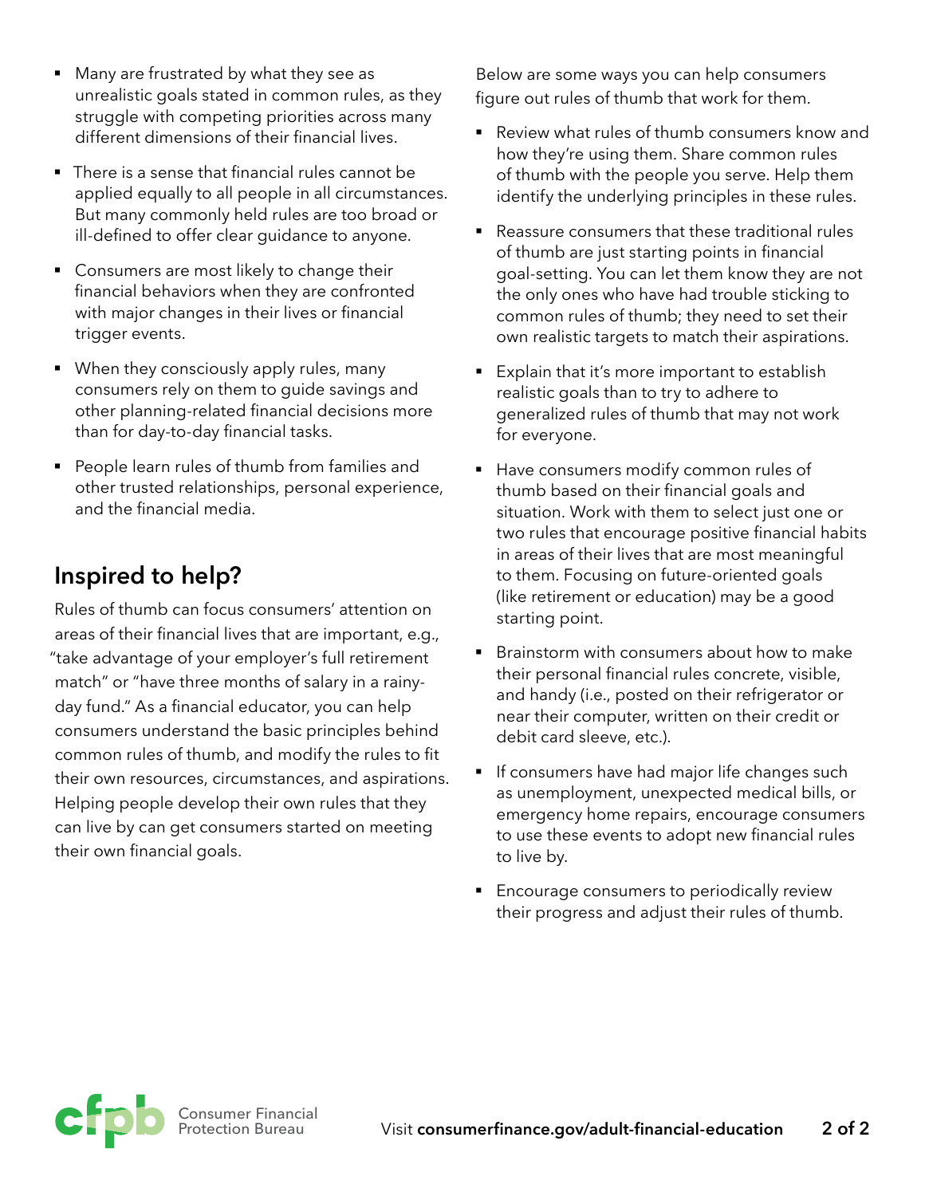- Many are frustrated by what they see as unrealistic goals stated in common rules, as they struggle with competing priorities across many different dimensions of their financial lives.
- There is a sense that financial rules cannot be applied equally to all people in all circumstances. But many commonly held rules are too broad or ill-defined to offer clear guidance to anyone.
- Consumers are most likely to change their financial behaviors when they are confronted with major changes in their lives or financial trigger events.
- When they consciously apply rules, many consumers rely on them to guide savings and other planning-related financial decisions more than for day-to-day financial tasks.
- People learn rules of thumb from families and other trusted relationships, personal experience, and the financial media.

## Inspired to help?

Rules of thumb can focus consumers' attention on areas of their financial lives that are important, e.g., "take advantage of your employer's full retirement match" or "have three months of salary in a rainy-day fund." As a financial educator, you can help consumers understand the basic principles behind common rules of thumb, and modify the rules to fit their own resources, circumstances, and aspirations. Helping people develop their own rules that they can live by can get consumers started on meeting their own financial goals.

Below are some ways you can help consumers figure out rules of thumb that work for them.

- Review what rules of thumb consumers know and how they're using them. Share common rules of thumb with the people you serve. Help them identify the underlying principles in these rules.
- Reassure consumers that these traditional rules of thumb are just starting points in financial goal-setting. You can let them know they are not the only ones who have had trouble sticking to common rules of thumb; they need to set their own realistic targets to match their aspirations.
- Explain that it's more important to establish realistic goals than to try to adhere to generalized rules of thumb that may not work for everyone.
- Have consumers modify common rules of thumb based on their financial goals and situation. Work with them to select just one or two rules that encourage positive financial habits in areas of their lives that are most meaningful to them. Focusing on future-oriented goals (like retirement or education) may be a good starting point.
- Brainstorm with consumers about how to make their personal financial rules concrete, visible, and handy (i.e., posted on their refrigerator or near their computer, written on their credit or debit card sleeve, etc.).
- If consumers have had major life changes such as unemployment, unexpected medical bills, or emergency home repairs, encourage consumers to use these events to adopt new financial rules to live by.
- Encourage consumers to periodically review their progress and adjust their rules of thumb.

Consumer Financial Protection Bureau

Visit **consumerfinance.gov/adult-financial-education**